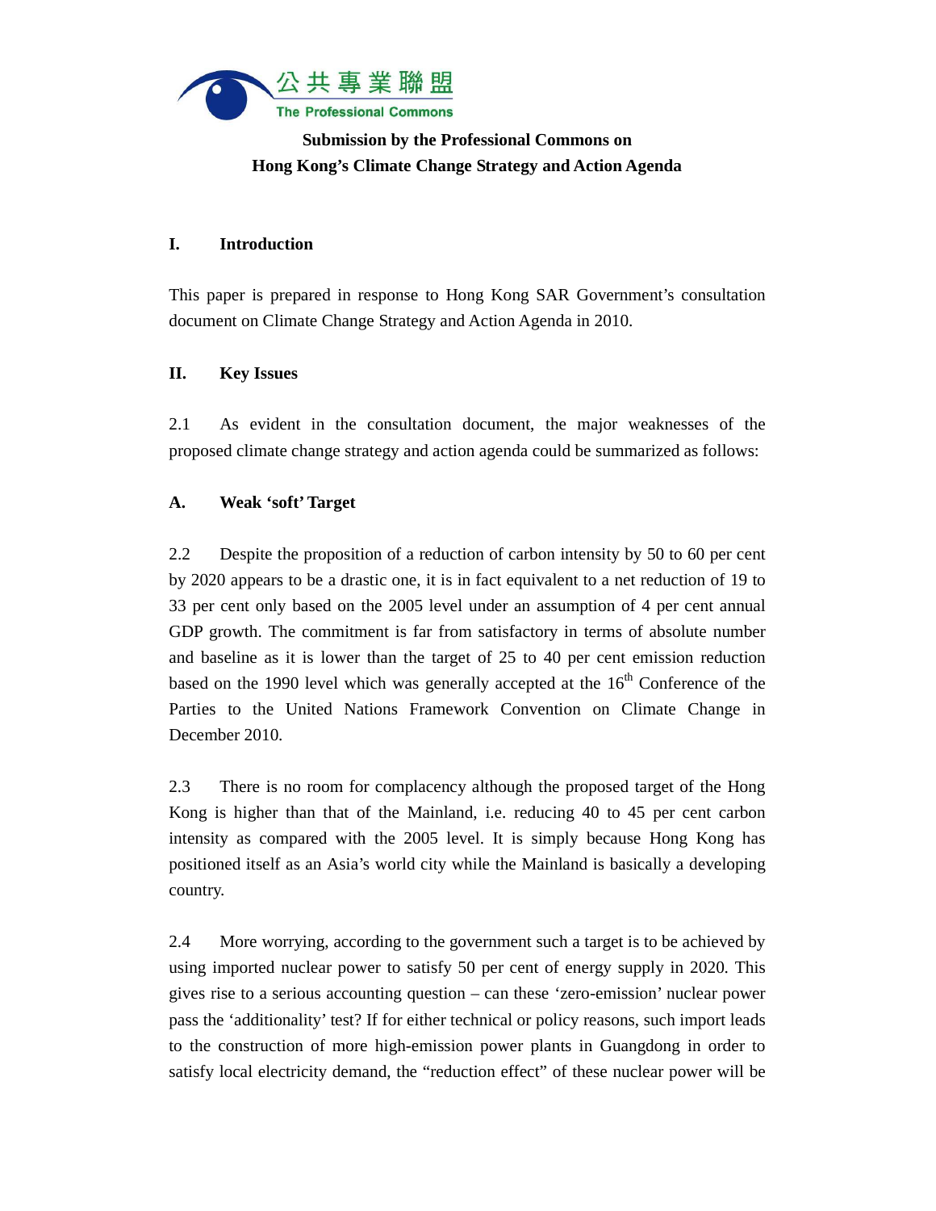公共專業聯盟
The Professional Commons

**Submission by the Professional Commons on**
**Hong Kong's Climate Change Strategy and Action Agenda**

## I. Introduction

This paper is prepared in response to Hong Kong SAR Government's consultation document on Climate Change Strategy and Action Agenda in 2010.

## II. Key Issues

2.1 As evident in the consultation document, the major weaknesses of the proposed climate change strategy and action agenda could be summarized as follows:

### A. Weak 'soft' Target

2.2 Despite the proposition of a reduction of carbon intensity by 50 to 60 per cent by 2020 appears to be a drastic one, it is in fact equivalent to a net reduction of 19 to 33 per cent only based on the 2005 level under an assumption of 4 per cent annual GDP growth. The commitment is far from satisfactory in terms of absolute number and baseline as it is lower than the target of 25 to 40 per cent emission reduction based on the 1990 level which was generally accepted at the 16th Conference of the Parties to the United Nations Framework Convention on Climate Change in December 2010.

2.3 There is no room for complacency although the proposed target of the Hong Kong is higher than that of the Mainland, i.e. reducing 40 to 45 per cent carbon intensity as compared with the 2005 level. It is simply because Hong Kong has positioned itself as an Asia's world city while the Mainland is basically a developing country.

2.4 More worrying, according to the government such a target is to be achieved by using imported nuclear power to satisfy 50 per cent of energy supply in 2020. This gives rise to a serious accounting question – can these 'zero-emission' nuclear power pass the 'additionality' test? If for either technical or policy reasons, such import leads to the construction of more high-emission power plants in Guangdong in order to satisfy local electricity demand, the "reduction effect" of these nuclear power will be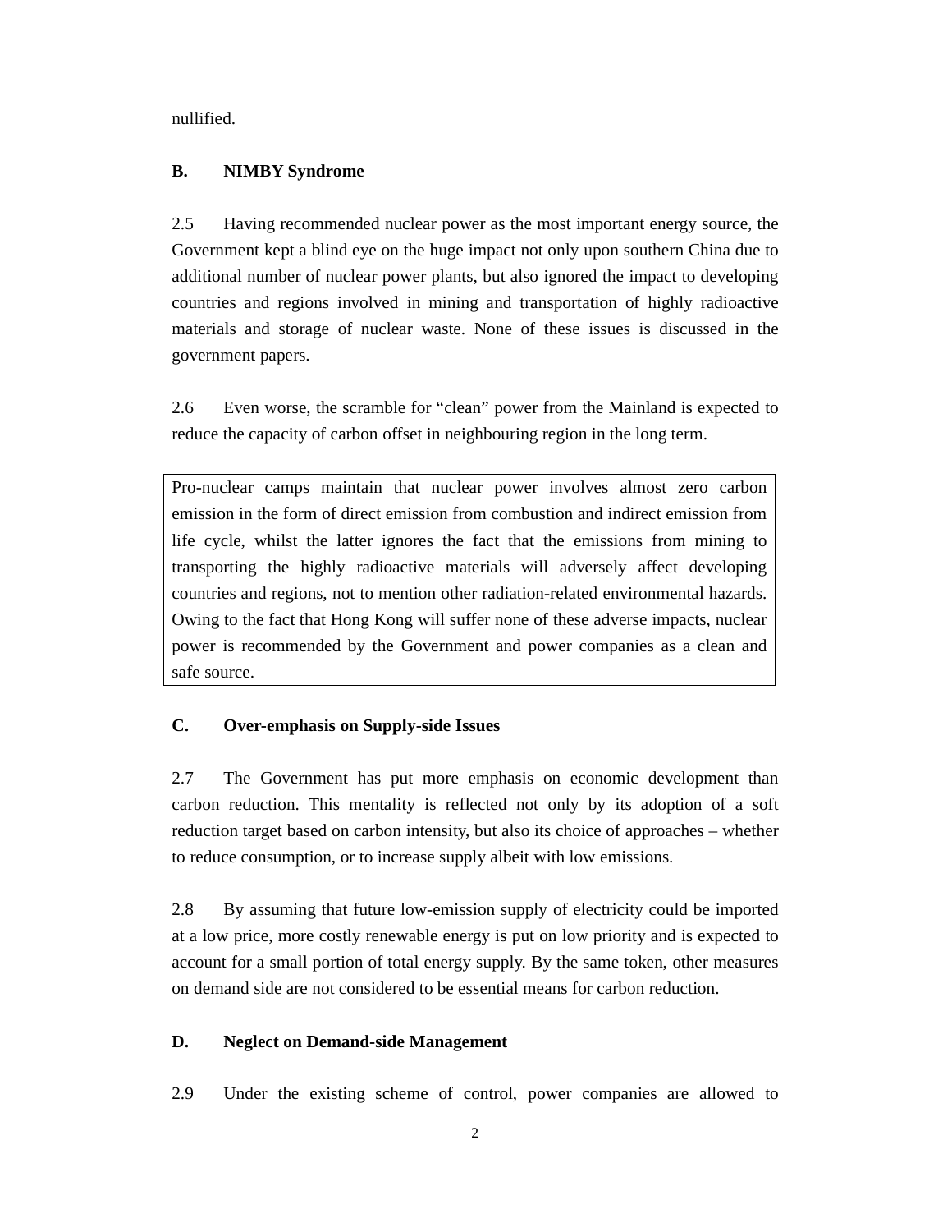nullified.

**B. NIMBY Syndrome**

2.5 Having recommended nuclear power as the most important energy source, the Government kept a blind eye on the huge impact not only upon southern China due to additional number of nuclear power plants, but also ignored the impact to developing countries and regions involved in mining and transportation of highly radioactive materials and storage of nuclear waste. None of these issues is discussed in the government papers.

2.6 Even worse, the scramble for “clean” power from the Mainland is expected to reduce the capacity of carbon offset in neighbouring region in the long term.

> Pro-nuclear camps maintain that nuclear power involves almost zero carbon emission in the form of direct emission from combustion and indirect emission from life cycle, whilst the latter ignores the fact that the emissions from mining to transporting the highly radioactive materials will adversely affect developing countries and regions, not to mention other radiation-related environmental hazards. Owing to the fact that Hong Kong will suffer none of these adverse impacts, nuclear power is recommended by the Government and power companies as a clean and safe source.

**C. Over-emphasis on Supply-side Issues**

2.7 The Government has put more emphasis on economic development than carbon reduction. This mentality is reflected not only by its adoption of a soft reduction target based on carbon intensity, but also its choice of approaches – whether to reduce consumption, or to increase supply albeit with low emissions.

2.8 By assuming that future low-emission supply of electricity could be imported at a low price, more costly renewable energy is put on low priority and is expected to account for a small portion of total energy supply. By the same token, other measures on demand side are not considered to be essential means for carbon reduction.

**D. Neglect on Demand-side Management**

2.9 Under the existing scheme of control, power companies are allowed to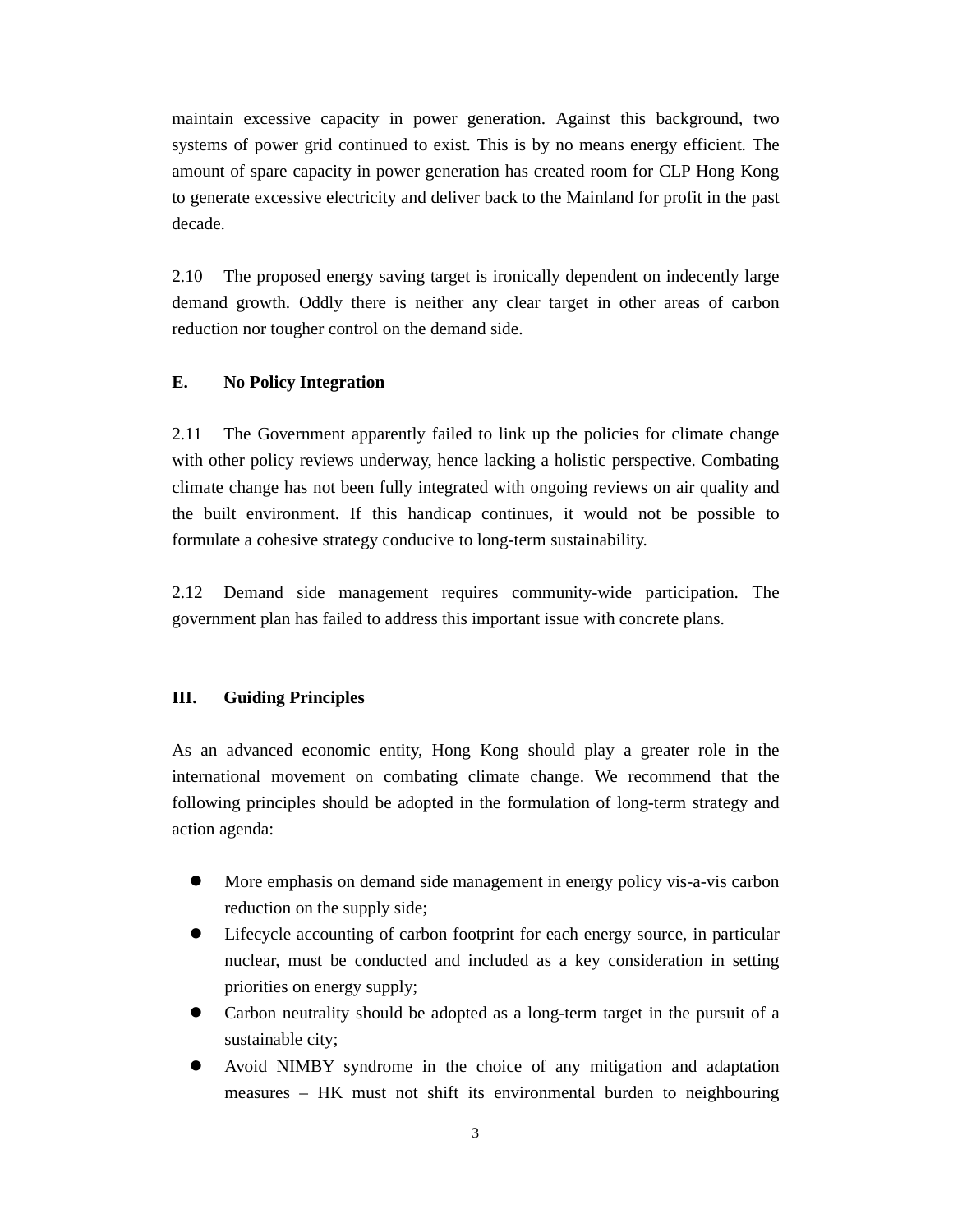maintain excessive capacity in power generation. Against this background, two systems of power grid continued to exist. This is by no means energy efficient. The amount of spare capacity in power generation has created room for CLP Hong Kong to generate excessive electricity and deliver back to the Mainland for profit in the past decade.

2.10 The proposed energy saving target is ironically dependent on indecently large demand growth. Oddly there is neither any clear target in other areas of carbon reduction nor tougher control on the demand side.

### E. No Policy Integration

2.11 The Government apparently failed to link up the policies for climate change with other policy reviews underway, hence lacking a holistic perspective. Combating climate change has not been fully integrated with ongoing reviews on air quality and the built environment. If this handicap continues, it would not be possible to formulate a cohesive strategy conducive to long-term sustainability.

2.12 Demand side management requires community-wide participation. The government plan has failed to address this important issue with concrete plans.

## III. Guiding Principles

As an advanced economic entity, Hong Kong should play a greater role in the international movement on combating climate change. We recommend that the following principles should be adopted in the formulation of long-term strategy and action agenda:

- More emphasis on demand side management in energy policy vis-a-vis carbon reduction on the supply side;
- Lifecycle accounting of carbon footprint for each energy source, in particular nuclear, must be conducted and included as a key consideration in setting priorities on energy supply;
- Carbon neutrality should be adopted as a long-term target in the pursuit of a sustainable city;
- Avoid NIMBY syndrome in the choice of any mitigation and adaptation measures – HK must not shift its environmental burden to neighbouring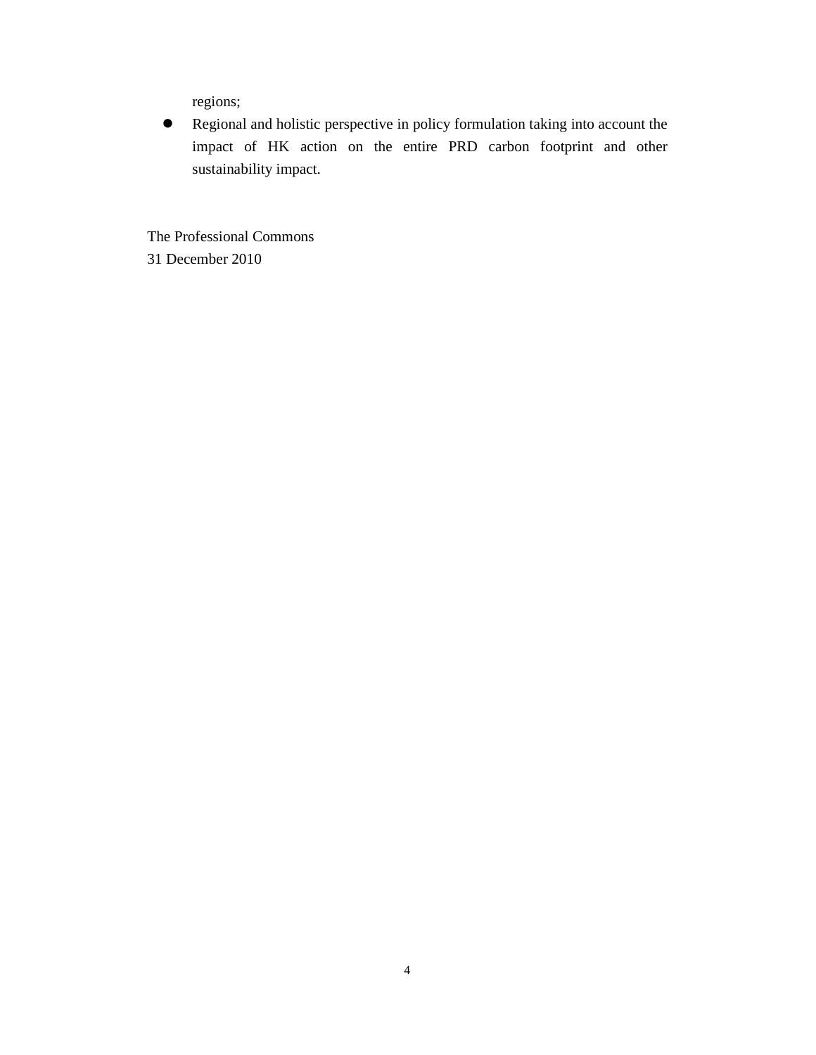regions;

- Regional and holistic perspective in policy formulation taking into account the impact of HK action on the entire PRD carbon footprint and other sustainability impact.

The Professional Commons
31 December 2010